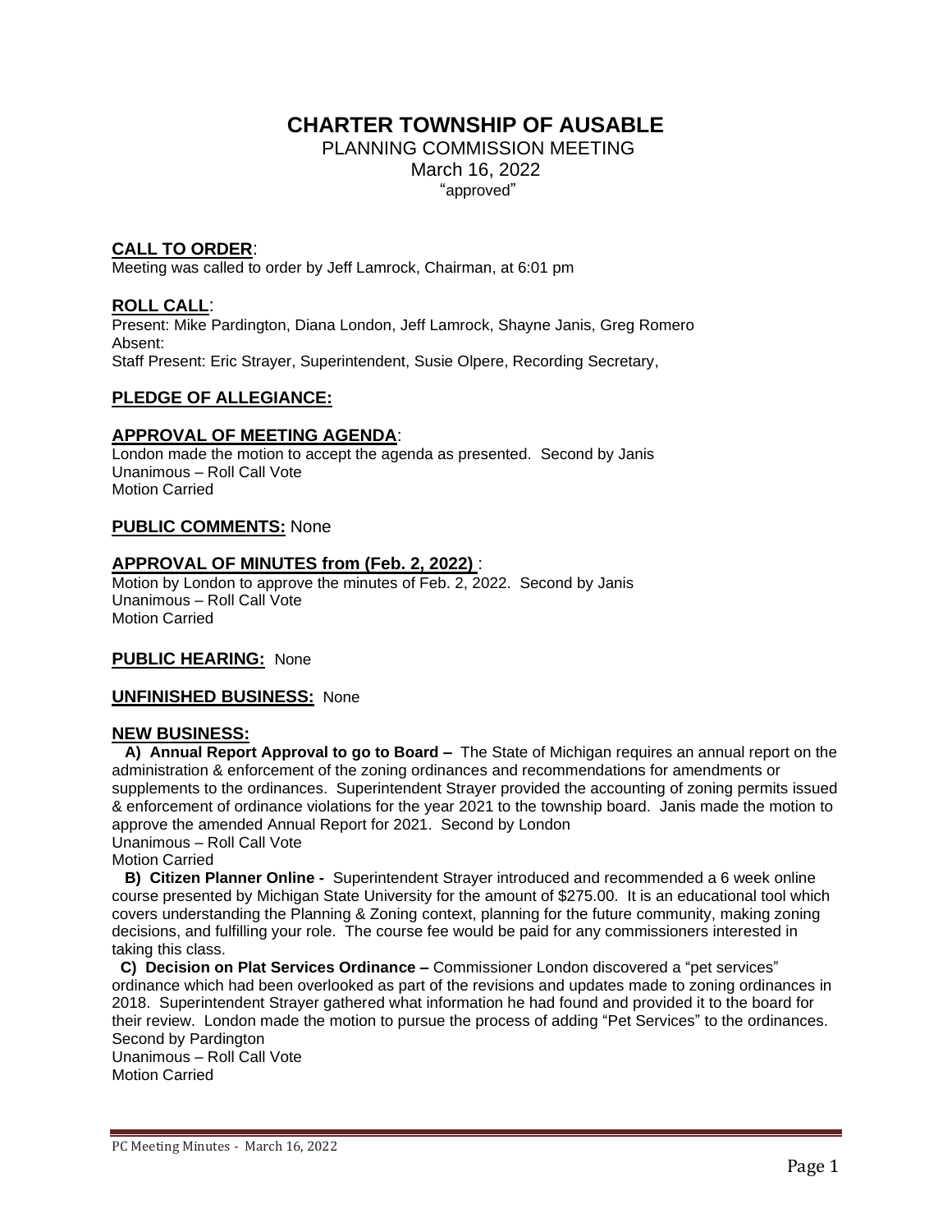# CHARTER TOWNSHIP OF AUSABLE

PLANNING COMMISSION MEETING
March 16, 2022
"approved"

## CALL TO ORDER:

Meeting was called to order by Jeff Lamrock, Chairman, at 6:01 pm

## ROLL CALL:

Present: Mike Pardington, Diana London, Jeff Lamrock, Shayne Janis, Greg Romero
Absent:
Staff Present: Eric Strayer, Superintendent, Susie Olpere, Recording Secretary,

## PLEDGE OF ALLEGIANCE:

## APPROVAL OF MEETING AGENDA:

London made the motion to accept the agenda as presented. Second by Janis
Unanimous – Roll Call Vote
Motion Carried

## PUBLIC COMMENTS: None

## APPROVAL OF MINUTES from (Feb. 2, 2022) :

Motion by London to approve the minutes of Feb. 2, 2022. Second by Janis
Unanimous – Roll Call Vote
Motion Carried

## PUBLIC HEARING: None

## UNFINISHED BUSINESS: None

## NEW BUSINESS:

**A) Annual Report Approval to go to Board –** The State of Michigan requires an annual report on the administration & enforcement of the zoning ordinances and recommendations for amendments or supplements to the ordinances. Superintendent Strayer provided the accounting of zoning permits issued & enforcement of ordinance violations for the year 2021 to the township board. Janis made the motion to approve the amended Annual Report for 2021. Second by London
Unanimous – Roll Call Vote
Motion Carried

**B) Citizen Planner Online -** Superintendent Strayer introduced and recommended a 6 week online course presented by Michigan State University for the amount of $275.00. It is an educational tool which covers understanding the Planning & Zoning context, planning for the future community, making zoning decisions, and fulfilling your role. The course fee would be paid for any commissioners interested in taking this class.

**C) Decision on Plat Services Ordinance –** Commissioner London discovered a "pet services" ordinance which had been overlooked as part of the revisions and updates made to zoning ordinances in 2018. Superintendent Strayer gathered what information he had found and provided it to the board for their review. London made the motion to pursue the process of adding "Pet Services" to the ordinances. Second by Pardington
Unanimous – Roll Call Vote
Motion Carried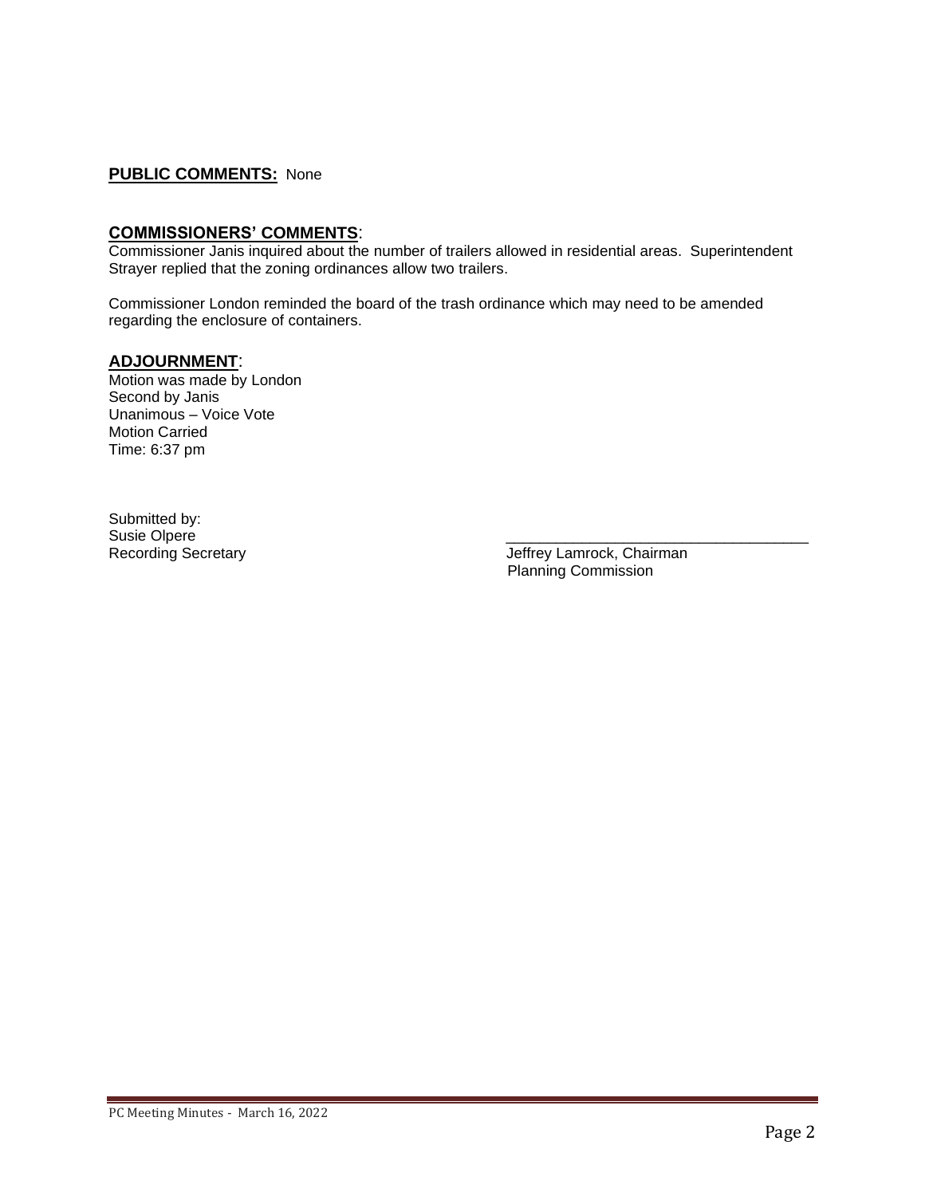**PUBLIC COMMENTS:** None

**COMMISSIONERS' COMMENTS**:

Commissioner Janis inquired about the number of trailers allowed in residential areas. Superintendent Strayer replied that the zoning ordinances allow two trailers.

Commissioner London reminded the board of the trash ordinance which may need to be amended regarding the enclosure of containers.

**ADJOURNMENT**:

Motion was made by London
Second by Janis
Unanimous – Voice Vote
Motion Carried
Time: 6:37 pm

Submitted by:
Susie Olpere
Recording Secretary

_____________________________________
Jeffrey Lamrock, Chairman
Planning Commission